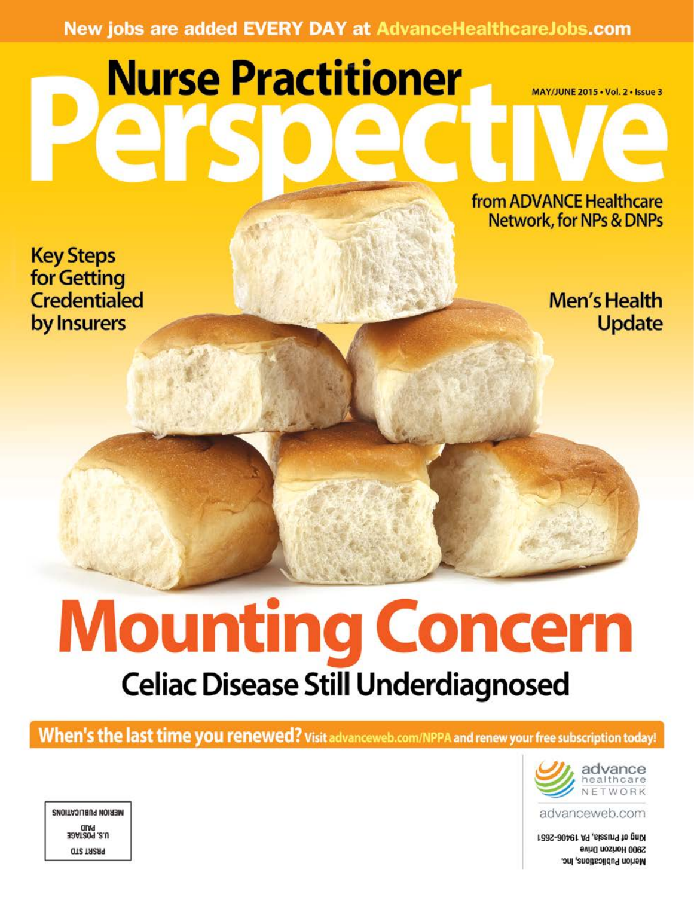New jobs are added EVERY DAY at AdvanceHealthcareJobs.com

# Nurse Practitioner Perspective

MAY/JUNE 2015 • Vol. 2 • Issue 3

from ADVANCE Healthcare Network, for NPs & DNPs

**Key Steps for Getting Credentialed by Insurers**

**Men's Health Update**

# Mounting Concern

## Celiac Disease Still Underdiagnosed

**When's the last time you renewed?** Visit advanceweb.com/NPPA and renew your free subscription today!

advance healthcare NETWORK

advanceweb.com

Merion Publications, Inc.
2900 Horizon Drive
King of Prussia, PA 19406-2651

PRSRT STD
U.S. POSTAGE
PAID
MERION PUBLICATIONS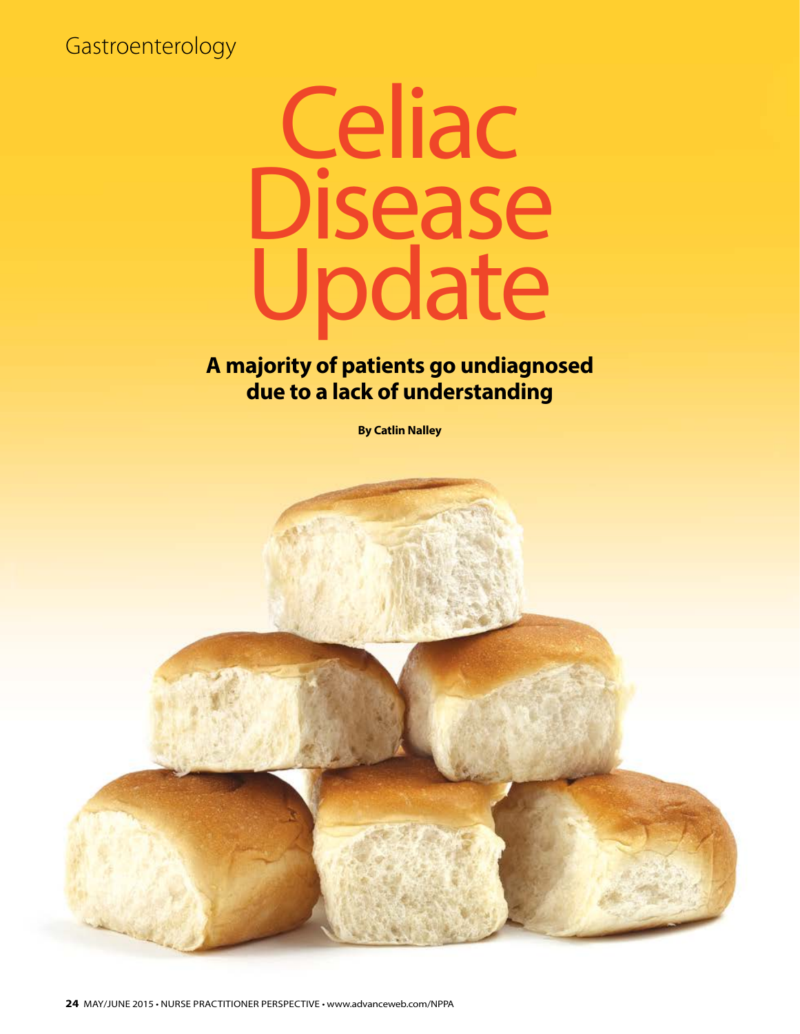Gastroenterology

# Celiac Disease Update

## A majority of patients go undiagnosed due to a lack of understanding

**By Catlin Nalley**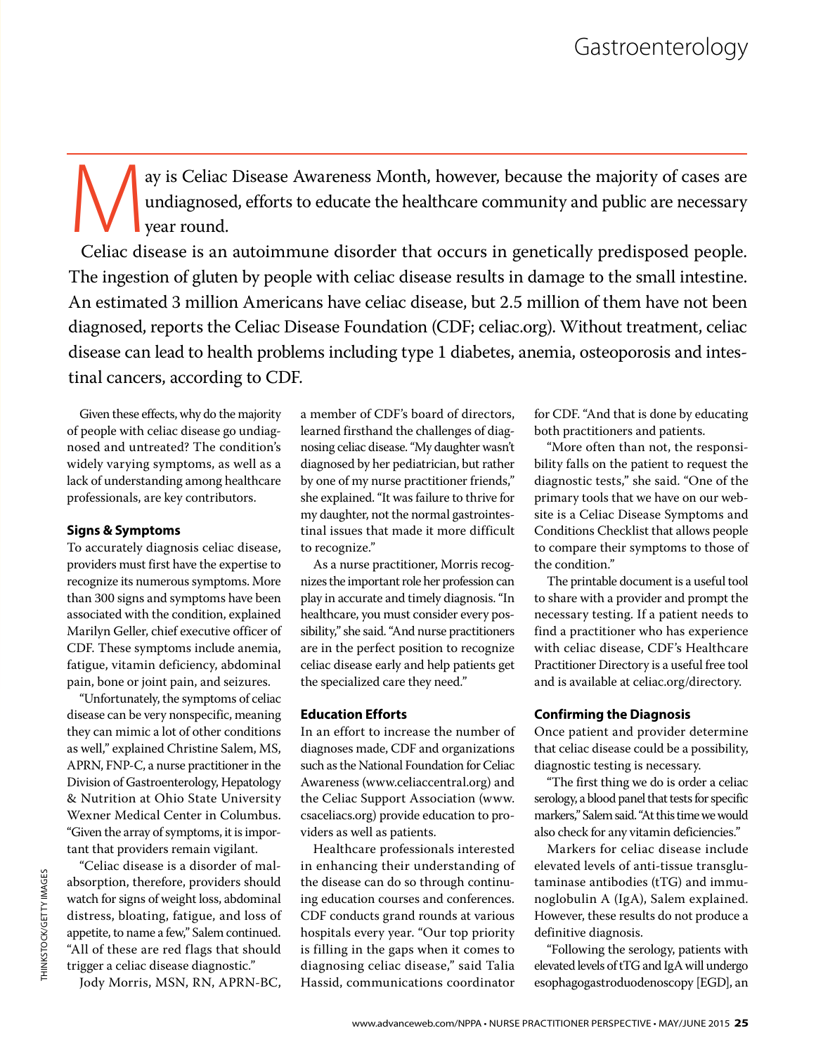May is Celiac Disease Awareness Month, however, because the majority of cases are undiagnosed, efforts to educate the healthcare community and public are necessary year round.

Celiac disease is an autoimmune disorder that occurs in genetically predisposed people. The ingestion of gluten by people with celiac disease results in damage to the small intestine. An estimated 3 million Americans have celiac disease, but 2.5 million of them have not been diagnosed, reports the Celiac Disease Foundation (CDF; celiac.org). Without treatment, celiac disease can lead to health problems including type 1 diabetes, anemia, osteoporosis and intestinal cancers, according to CDF.

Given these effects, why do the majority of people with celiac disease go undiagnosed and untreated? The condition's widely varying symptoms, as well as a lack of understanding among healthcare professionals, are key contributors.

### Signs & Symptoms

To accurately diagnosis celiac disease, providers must first have the expertise to recognize its numerous symptoms. More than 300 signs and symptoms have been associated with the condition, explained Marilyn Geller, chief executive officer of CDF. These symptoms include anemia, fatigue, vitamin deficiency, abdominal pain, bone or joint pain, and seizures.

"Unfortunately, the symptoms of celiac disease can be very nonspecific, meaning they can mimic a lot of other conditions as well," explained Christine Salem, MS, APRN, FNP-C, a nurse practitioner in the Division of Gastroenterology, Hepatology & Nutrition at Ohio State University Wexner Medical Center in Columbus. "Given the array of symptoms, it is important that providers remain vigilant.

"Celiac disease is a disorder of malabsorption, therefore, providers should watch for signs of weight loss, abdominal distress, bloating, fatigue, and loss of appetite, to name a few," Salem continued. "All of these are red flags that should trigger a celiac disease diagnostic."

Jody Morris, MSN, RN, APRN-BC, a member of CDF's board of directors, learned firsthand the challenges of diagnosing celiac disease. "My daughter wasn't diagnosed by her pediatrician, but rather by one of my nurse practitioner friends," she explained. "It was failure to thrive for my daughter, not the normal gastrointestinal issues that made it more difficult to recognize."

As a nurse practitioner, Morris recognizes the important role her profession can play in accurate and timely diagnosis. "In healthcare, you must consider every possibility," she said. "And nurse practitioners are in the perfect position to recognize celiac disease early and help patients get the specialized care they need."

### Education Efforts

In an effort to increase the number of diagnoses made, CDF and organizations such as the National Foundation for Celiac Awareness (www.celiaccentral.org) and the Celiac Support Association (www.csaceliacs.org) provide education to providers as well as patients.

Healthcare professionals interested in enhancing their understanding of the disease can do so through continuing education courses and conferences. CDF conducts grand rounds at various hospitals every year. "Our top priority is filling in the gaps when it comes to diagnosing celiac disease," said Talia Hassid, communications coordinator for CDF. "And that is done by educating both practitioners and patients.

"More often than not, the responsibility falls on the patient to request the diagnostic tests," she said. "One of the primary tools that we have on our website is a Celiac Disease Symptoms and Conditions Checklist that allows people to compare their symptoms to those of the condition."

The printable document is a useful tool to share with a provider and prompt the necessary testing. If a patient needs to find a practitioner who has experience with celiac disease, CDF's Healthcare Practitioner Directory is a useful free tool and is available at celiac.org/directory.

### Confirming the Diagnosis

Once patient and provider determine that celiac disease could be a possibility, diagnostic testing is necessary.

"The first thing we do is order a celiac serology, a blood panel that tests for specific markers," Salem said. "At this time we would also check for any vitamin deficiencies."

Markers for celiac disease include elevated levels of anti-tissue transglutaminase antibodies (tTG) and immunoglobulin A (IgA), Salem explained. However, these results do not produce a definitive diagnosis.

"Following the serology, patients with elevated levels of tTG and IgA will undergo esophagogastroduodenoscopy [EGD], an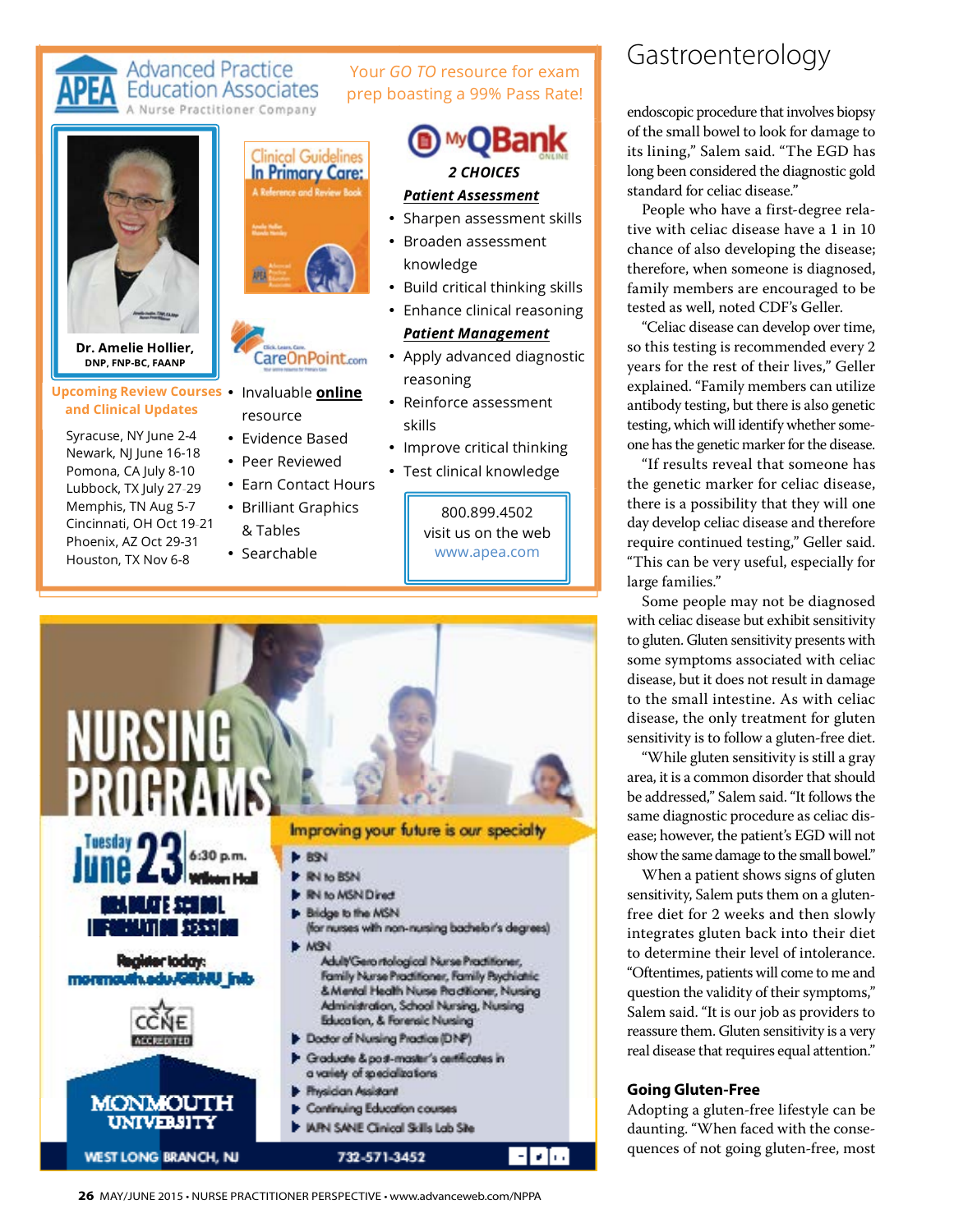# Advanced Practice Education Associates

APEA — A Nurse Practitioner Company

Your *GO TO* resource for exam prep boasting a 99% Pass Rate!

**Dr. Amelie Hollier,**
**DNP, FNP-BC, FAANP**

Clinical Guidelines In Primary Care: A Reference and Review Book

**Upcoming Review Courses and Clinical Updates**

Syracuse, NY June 2-4
Newark, NJ June 16-18
Pomona, CA July 8-10
Lubbock, TX July 27-29
Memphis, TN Aug 5-7
Cincinnati, OH Oct 19-21
Phoenix, AZ Oct 29-31
Houston, TX Nov 6-8

CareOnPoint.com

- Invaluable **online** resource
- Evidence Based
- Peer Reviewed
- Earn Contact Hours
- Brilliant Graphics & Tables
- Searchable

MyQBank ONLINE

***2 CHOICES***

***Patient Assessment***

- Sharpen assessment skills
- Broaden assessment knowledge
- Build critical thinking skills
- Enhance clinical reasoning

***Patient Management***

- Apply advanced diagnostic reasoning
- Reinforce assessment skills
- Improve critical thinking
- Test clinical knowledge

800.899.4502
visit us on the web
www.apea.com

# NURSING PROGRAMS

Tuesday **June 23** 6:30 p.m. Wilson Hall

**GRADUATE SCHOOL INFORMATION SESSION**

**Register today:** monmouth.edu/GRNU_info

CCNE ACCREDITED

**Improving your future is our specialty**

- BSN
- RN to BSN
- RN to MSN Direct
- Bridge to the MSN (for nurses with non-nursing bachelor's degrees)
- MSN
  - Adult/Gerontological Nurse Practitioner, Family Nurse Practitioner, Family Psychiatric & Mental Health Nurse Practitioner, Nursing Administration, School Nursing, Nursing Education, & Forensic Nursing
- Doctor of Nursing Practice (DNP)
- Graduate & post-master's certificates in a variety of specializations
- Physician Assistant
- Continuing Education courses
- IAFN SANE Clinical Skills Lab Site

MONMOUTH UNIVERSITY
WEST LONG BRANCH, NJ
732-571-3452

endoscopic procedure that involves biopsy of the small bowel to look for damage to its lining," Salem said. "The EGD has long been considered the diagnostic gold standard for celiac disease."

People who have a first-degree relative with celiac disease have a 1 in 10 chance of also developing the disease; therefore, when someone is diagnosed, family members are encouraged to be tested as well, noted CDF's Geller.

"Celiac disease can develop over time, so this testing is recommended every 2 years for the rest of their lives," Geller explained. "Family members can utilize antibody testing, but there is also genetic testing, which will identify whether someone has the genetic marker for the disease.

"If results reveal that someone has the genetic marker for celiac disease, there is a possibility that they will one day develop celiac disease and therefore require continued testing," Geller said. "This can be very useful, especially for large families."

Some people may not be diagnosed with celiac disease but exhibit sensitivity to gluten. Gluten sensitivity presents with some symptoms associated with celiac disease, but it does not result in damage to the small intestine. As with celiac disease, the only treatment for gluten sensitivity is to follow a gluten-free diet.

"While gluten sensitivity is still a gray area, it is a common disorder that should be addressed," Salem said. "It follows the same diagnostic procedure as celiac disease; however, the patient's EGD will not show the same damage to the small bowel."

When a patient shows signs of gluten sensitivity, Salem puts them on a gluten-free diet for 2 weeks and then slowly integrates gluten back into their diet to determine their level of intolerance. "Oftentimes, patients will come to me and question the validity of their symptoms," Salem said. "It is our job as providers to reassure them. Gluten sensitivity is a very real disease that requires equal attention."

## Going Gluten-Free

Adopting a gluten-free lifestyle can be daunting. "When faced with the consequences of not going gluten-free, most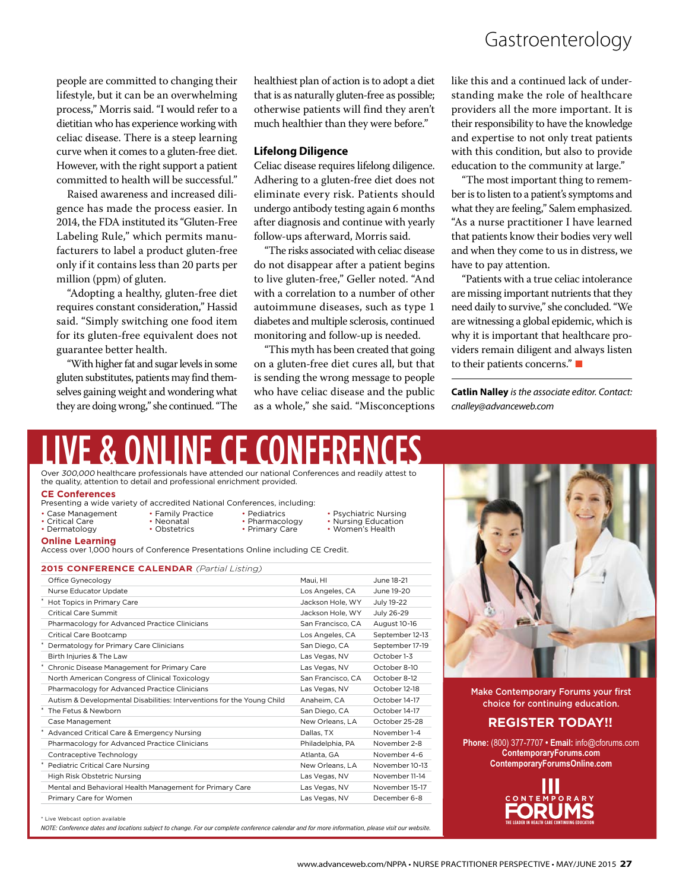people are committed to changing their lifestyle, but it can be an overwhelming process," Morris said. "I would refer to a dietitian who has experience working with celiac disease. There is a steep learning curve when it comes to a gluten-free diet. However, with the right support a patient committed to health will be successful."

Raised awareness and increased diligence has made the process easier. In 2014, the FDA instituted its "Gluten-Free Labeling Rule," which permits manufacturers to label a product gluten-free only if it contains less than 20 parts per million (ppm) of gluten.

"Adopting a healthy, gluten-free diet requires constant consideration," Hassid said. "Simply switching one food item for its gluten-free equivalent does not guarantee better health.

"With higher fat and sugar levels in some gluten substitutes, patients may find themselves gaining weight and wondering what they are doing wrong," she continued. "The healthiest plan of action is to adopt a diet that is as naturally gluten-free as possible; otherwise patients will find they aren't much healthier than they were before."

### Lifelong Diligence

Celiac disease requires lifelong diligence. Adhering to a gluten-free diet does not eliminate every risk. Patients should undergo antibody testing again 6 months after diagnosis and continue with yearly follow-ups afterward, Morris said.

"The risks associated with celiac disease do not disappear after a patient begins to live gluten-free," Geller noted. "And with a correlation to a number of other autoimmune diseases, such as type 1 diabetes and multiple sclerosis, continued monitoring and follow-up is needed.

"This myth has been created that going on a gluten-free diet cures all, but that is sending the wrong message to people who have celiac disease and the public as a whole," she said. "Misconceptions like this and a continued lack of understanding make the role of healthcare providers all the more important. It is their responsibility to have the knowledge and expertise to not only treat patients with this condition, but also to provide education to the community at large."

"The most important thing to remember is to listen to a patient's symptoms and what they are feeling," Salem emphasized. "As a nurse practitioner I have learned that patients know their bodies very well and when they come to us in distress, we have to pay attention.

"Patients with a true celiac intolerance are missing important nutrients that they need daily to survive," she concluded. "We are witnessing a global epidemic, which is why it is important that healthcare providers remain diligent and always listen to their patients concerns." ■

**Catlin Nalley** *is the associate editor. Contact: cnalley@advanceweb.com*

# LIVE & ONLINE CE CONFERENCES

Over *300,000* healthcare professionals have attended our national Conferences and readily attest to the quality, attention to detail and professional enrichment provided.

**CE Conferences**

Presenting a wide variety of accredited National Conferences, including:

- Case Management
- Critical Care
- Dermatology
- Family Practice
- Neonatal
- Obstetrics
- Pediatrics
- Pharmacology
- Primary Care
- Psychiatric Nursing
- Nursing Education
- Women's Health

**Online Learning**

Access over 1,000 hours of Conference Presentations Online including CE Credit.

**2015 CONFERENCE CALENDAR** *(Partial Listing)*

| | | |
|---|---|---|
| Office Gynecology | Maui, HI | June 18-21 |
| Nurse Educator Update | Los Angeles, CA | June 19-20 |
| * Hot Topics in Primary Care | Jackson Hole, WY | July 19-22 |
| Critical Care Summit | Jackson Hole, WY | July 26-29 |
| Pharmacology for Advanced Practice Clinicians | San Francisco, CA | August 10-16 |
| Critical Care Bootcamp | Los Angeles, CA | September 12-13 |
| * Dermatology for Primary Care Clinicians | San Diego, CA | September 17-19 |
| Birth Injuries & The Law | Las Vegas, NV | October 1-3 |
| * Chronic Disease Management for Primary Care | Las Vegas, NV | October 8-10 |
| North American Congress of Clinical Toxicology | San Francisco, CA | October 8-12 |
| Pharmacology for Advanced Practice Clinicians | Las Vegas, NV | October 12-18 |
| Autism & Developmental Disabilities: Interventions for the Young Child | Anaheim, CA | October 14-17 |
| * The Fetus & Newborn | San Diego, CA | October 14-17 |
| Case Management | New Orleans, LA | October 25-28 |
| * Advanced Critical Care & Emergency Nursing | Dallas, TX | November 1-4 |
| Pharmacology for Advanced Practice Clinicians | Philadelphia, PA | November 2-8 |
| Contraceptive Technology | Atlanta, GA | November 4-6 |
| * Pediatric Critical Care Nursing | New Orleans, LA | November 10-13 |
| High Risk Obstetric Nursing | Las Vegas, NV | November 11-14 |
| Mental and Behavioral Health Management for Primary Care | Las Vegas, NV | November 15-17 |
| Primary Care for Women | Las Vegas, NV | December 6-8 |

\* Live Webcast option available

*NOTE: Conference dates and locations subject to change. For our complete conference calendar and for more information, please visit our website.*

Make Contemporary Forums your first choice for continuing education.

**REGISTER TODAY!!**

**Phone:** (800) 377-7707 • **Email:** info@cforums.com
**ContemporaryForums.com**
**ContemporaryForumsOnline.com**

CONTEMPORARY FORUMS
THE LEADER IN HEALTH CARE CONTINUING EDUCATION